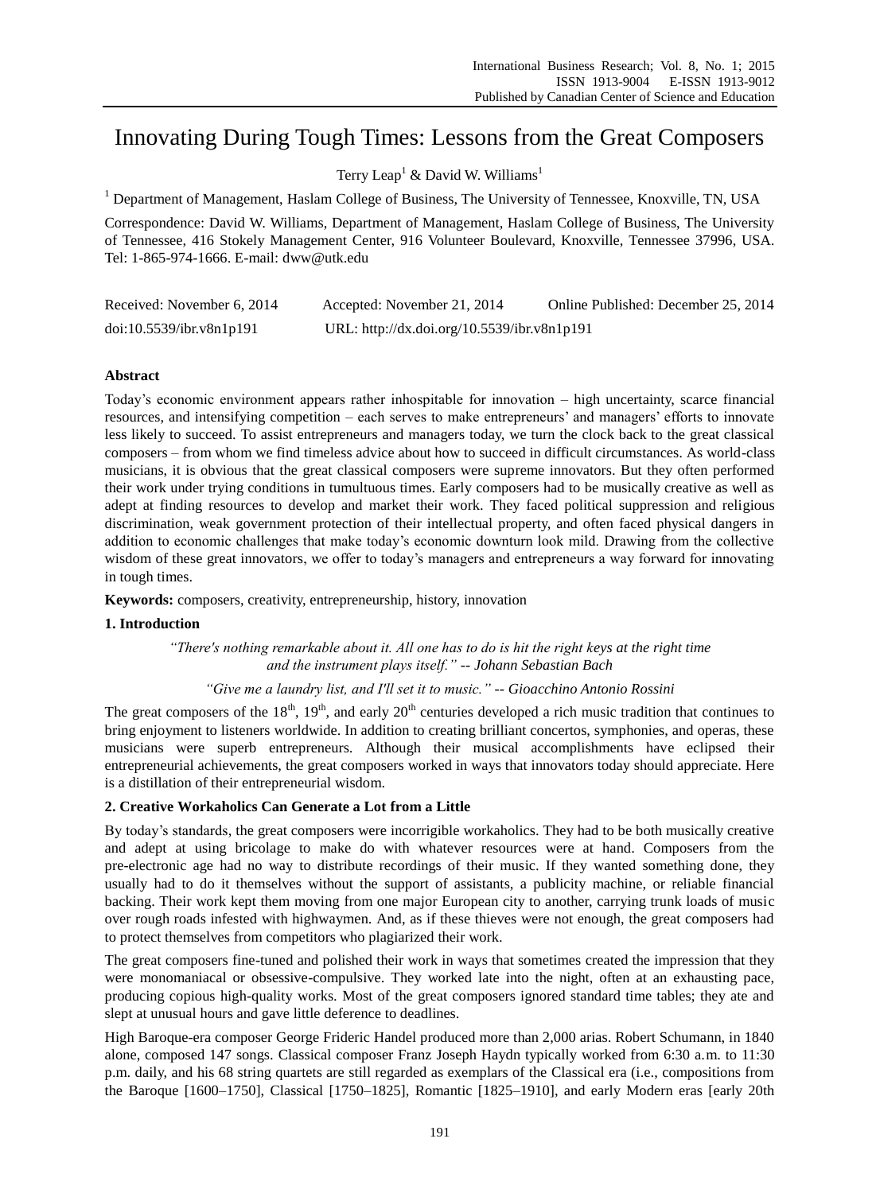# Innovating During Tough Times: Lessons from the Great Composers

Terry Leap[1] & David W. Williams[1]

[1] Department of Management, Haslam College of Business, The University of Tennessee, Knoxville, TN, USA

Correspondence: David W. Williams, Department of Management, Haslam College of Business, The University of Tennessee, 416 Stokely Management Center, 916 Volunteer Boulevard, Knoxville, Tennessee 37996, USA. Tel: 1-865-974-1666. E-mail: dww@utk.edu

Received: November 6, 2014 Accepted: November 21, 2014 Online Published: December 25, 2014

doi:10.5539/ibr.v8n1p191 URL: http://dx.doi.org/10.5539/ibr.v8n1p191

**Abstract**

Today's economic environment appears rather inhospitable for innovation – high uncertainty, scarce financial resources, and intensifying competition – each serves to make entrepreneurs' and managers' efforts to innovate less likely to succeed. To assist entrepreneurs and managers today, we turn the clock back to the great classical composers – from whom we find timeless advice about how to succeed in difficult circumstances. As world-class musicians, it is obvious that the great classical composers were supreme innovators. But they often performed their work under trying conditions in tumultuous times. Early composers had to be musically creative as well as adept at finding resources to develop and market their work. They faced political suppression and religious discrimination, weak government protection of their intellectual property, and often faced physical dangers in addition to economic challenges that make today's economic downturn look mild. Drawing from the collective wisdom of these great innovators, we offer to today's managers and entrepreneurs a way forward for innovating in tough times.

**Keywords:** composers, creativity, entrepreneurship, history, innovation

## 1. Introduction

*"There's nothing remarkable about it. All one has to do is hit the right keys at the right time and the instrument plays itself." -- Johann Sebastian Bach*

*"Give me a laundry list, and I'll set it to music." -- Gioacchino Antonio Rossini*

The great composers of the 18th, 19th, and early 20th centuries developed a rich music tradition that continues to bring enjoyment to listeners worldwide. In addition to creating brilliant concertos, symphonies, and operas, these musicians were superb entrepreneurs. Although their musical accomplishments have eclipsed their entrepreneurial achievements, the great composers worked in ways that innovators today should appreciate. Here is a distillation of their entrepreneurial wisdom.

## 2. Creative Workaholics Can Generate a Lot from a Little

By today's standards, the great composers were incorrigible workaholics. They had to be both musically creative and adept at using bricolage to make do with whatever resources were at hand. Composers from the pre-electronic age had no way to distribute recordings of their music. If they wanted something done, they usually had to do it themselves without the support of assistants, a publicity machine, or reliable financial backing. Their work kept them moving from one major European city to another, carrying trunk loads of music over rough roads infested with highwaymen. And, as if these thieves were not enough, the great composers had to protect themselves from competitors who plagiarized their work.

The great composers fine-tuned and polished their work in ways that sometimes created the impression that they were monomaniacal or obsessive-compulsive. They worked late into the night, often at an exhausting pace, producing copious high-quality works. Most of the great composers ignored standard time tables; they ate and slept at unusual hours and gave little deference to deadlines.

High Baroque-era composer George Frideric Handel produced more than 2,000 arias. Robert Schumann, in 1840 alone, composed 147 songs. Classical composer Franz Joseph Haydn typically worked from 6:30 a.m. to 11:30 p.m. daily, and his 68 string quartets are still regarded as exemplars of the Classical era (i.e., compositions from the Baroque [1600–1750], Classical [1750–1825], Romantic [1825–1910], and early Modern eras [early 20th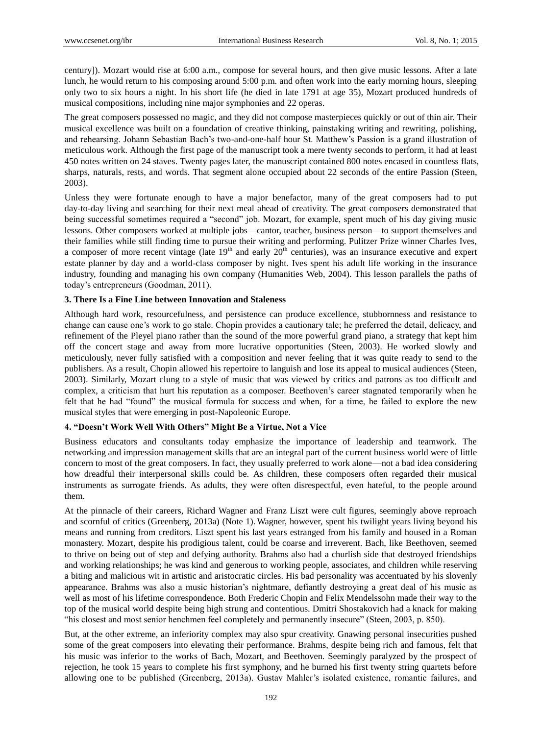century]). Mozart would rise at 6:00 a.m., compose for several hours, and then give music lessons. After a late lunch, he would return to his composing around 5:00 p.m. and often work into the early morning hours, sleeping only two to six hours a night. In his short life (he died in late 1791 at age 35), Mozart produced hundreds of musical compositions, including nine major symphonies and 22 operas.

The great composers possessed no magic, and they did not compose masterpieces quickly or out of thin air. Their musical excellence was built on a foundation of creative thinking, painstaking writing and rewriting, polishing, and rehearsing. Johann Sebastian Bach's two-and-one-half hour St. Matthew's Passion is a grand illustration of meticulous work. Although the first page of the manuscript took a mere twenty seconds to perform, it had at least 450 notes written on 24 staves. Twenty pages later, the manuscript contained 800 notes encased in countless flats, sharps, naturals, rests, and words. That segment alone occupied about 22 seconds of the entire Passion (Steen, 2003).

Unless they were fortunate enough to have a major benefactor, many of the great composers had to put day-to-day living and searching for their next meal ahead of creativity. The great composers demonstrated that being successful sometimes required a "second" job. Mozart, for example, spent much of his day giving music lessons. Other composers worked at multiple jobs—cantor, teacher, business person—to support themselves and their families while still finding time to pursue their writing and performing. Pulitzer Prize winner Charles Ives, a composer of more recent vintage (late 19th and early 20th centuries), was an insurance executive and expert estate planner by day and a world-class composer by night. Ives spent his adult life working in the insurance industry, founding and managing his own company (Humanities Web, 2004). This lesson parallels the paths of today's entrepreneurs (Goodman, 2011).

### 3. There Is a Fine Line between Innovation and Staleness

Although hard work, resourcefulness, and persistence can produce excellence, stubbornness and resistance to change can cause one's work to go stale. Chopin provides a cautionary tale; he preferred the detail, delicacy, and refinement of the Pleyel piano rather than the sound of the more powerful grand piano, a strategy that kept him off the concert stage and away from more lucrative opportunities (Steen, 2003). He worked slowly and meticulously, never fully satisfied with a composition and never feeling that it was quite ready to send to the publishers. As a result, Chopin allowed his repertoire to languish and lose its appeal to musical audiences (Steen, 2003). Similarly, Mozart clung to a style of music that was viewed by critics and patrons as too difficult and complex, a criticism that hurt his reputation as a composer. Beethoven's career stagnated temporarily when he felt that he had "found" the musical formula for success and when, for a time, he failed to explore the new musical styles that were emerging in post-Napoleonic Europe.

### 4. "Doesn't Work Well With Others" Might Be a Virtue, Not a Vice

Business educators and consultants today emphasize the importance of leadership and teamwork. The networking and impression management skills that are an integral part of the current business world were of little concern to most of the great composers. In fact, they usually preferred to work alone—not a bad idea considering how dreadful their interpersonal skills could be. As children, these composers often regarded their musical instruments as surrogate friends. As adults, they were often disrespectful, even hateful, to the people around them.

At the pinnacle of their careers, Richard Wagner and Franz Liszt were cult figures, seemingly above reproach and scornful of critics (Greenberg, 2013a) (Note 1). Wagner, however, spent his twilight years living beyond his means and running from creditors. Liszt spent his last years estranged from his family and housed in a Roman monastery. Mozart, despite his prodigious talent, could be coarse and irreverent. Bach, like Beethoven, seemed to thrive on being out of step and defying authority. Brahms also had a churlish side that destroyed friendships and working relationships; he was kind and generous to working people, associates, and children while reserving a biting and malicious wit in artistic and aristocratic circles. His bad personality was accentuated by his slovenly appearance. Brahms was also a music historian's nightmare, defiantly destroying a great deal of his music as well as most of his lifetime correspondence. Both Frederic Chopin and Felix Mendelssohn made their way to the top of the musical world despite being high strung and contentious. Dmitri Shostakovich had a knack for making "his closest and most senior henchmen feel completely and permanently insecure" (Steen, 2003, p. 850).

But, at the other extreme, an inferiority complex may also spur creativity. Gnawing personal insecurities pushed some of the great composers into elevating their performance. Brahms, despite being rich and famous, felt that his music was inferior to the works of Bach, Mozart, and Beethoven. Seemingly paralyzed by the prospect of rejection, he took 15 years to complete his first symphony, and he burned his first twenty string quartets before allowing one to be published (Greenberg, 2013a). Gustav Mahler's isolated existence, romantic failures, and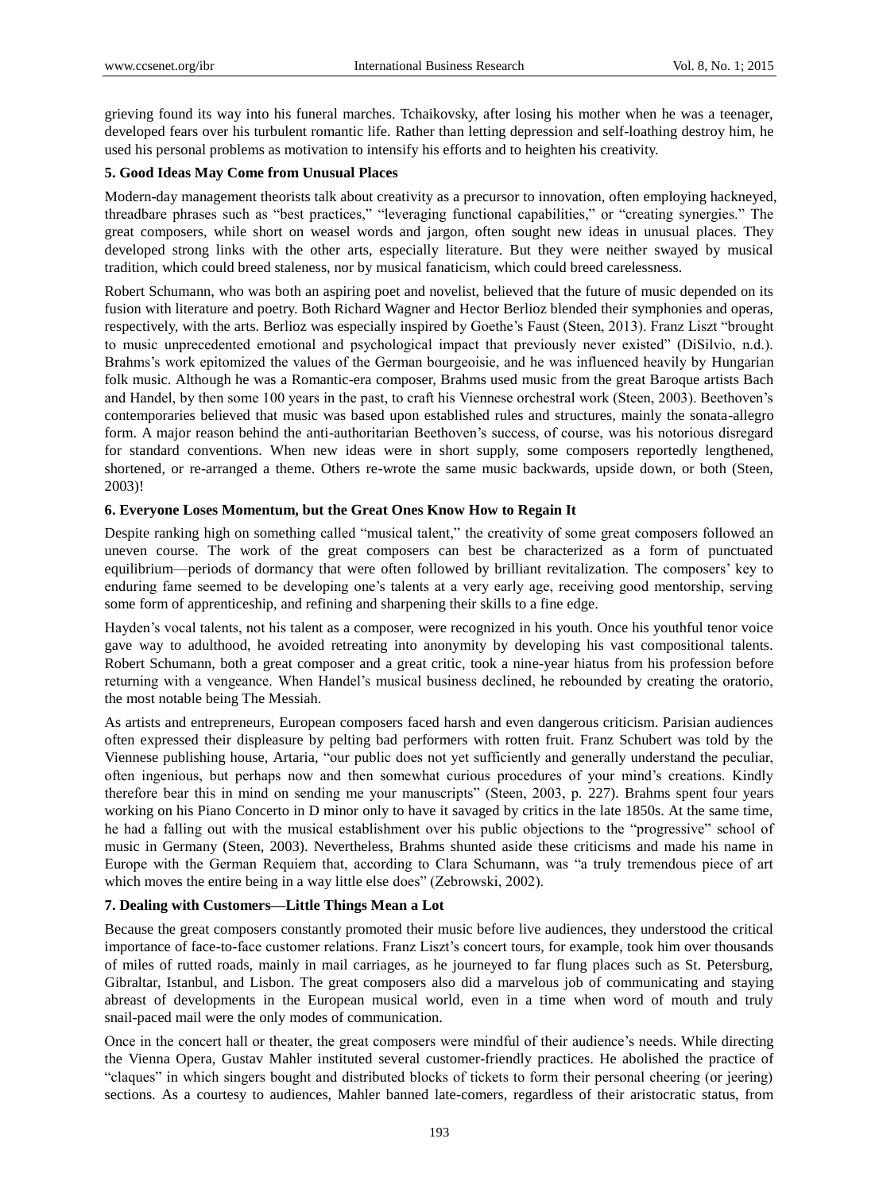grieving found its way into his funeral marches. Tchaikovsky, after losing his mother when he was a teenager, developed fears over his turbulent romantic life. Rather than letting depression and self-loathing destroy him, he used his personal problems as motivation to intensify his efforts and to heighten his creativity.

### 5. Good Ideas May Come from Unusual Places

Modern-day management theorists talk about creativity as a precursor to innovation, often employing hackneyed, threadbare phrases such as "best practices," "leveraging functional capabilities," or "creating synergies." The great composers, while short on weasel words and jargon, often sought new ideas in unusual places. They developed strong links with the other arts, especially literature. But they were neither swayed by musical tradition, which could breed staleness, nor by musical fanaticism, which could breed carelessness.

Robert Schumann, who was both an aspiring poet and novelist, believed that the future of music depended on its fusion with literature and poetry. Both Richard Wagner and Hector Berlioz blended their symphonies and operas, respectively, with the arts. Berlioz was especially inspired by Goethe's Faust (Steen, 2013). Franz Liszt "brought to music unprecedented emotional and psychological impact that previously never existed" (DiSilvio, n.d.). Brahms's work epitomized the values of the German bourgeoisie, and he was influenced heavily by Hungarian folk music. Although he was a Romantic-era composer, Brahms used music from the great Baroque artists Bach and Handel, by then some 100 years in the past, to craft his Viennese orchestral work (Steen, 2003). Beethoven's contemporaries believed that music was based upon established rules and structures, mainly the sonata-allegro form. A major reason behind the anti-authoritarian Beethoven's success, of course, was his notorious disregard for standard conventions. When new ideas were in short supply, some composers reportedly lengthened, shortened, or re-arranged a theme. Others re-wrote the same music backwards, upside down, or both (Steen, 2003)!

### 6. Everyone Loses Momentum, but the Great Ones Know How to Regain It

Despite ranking high on something called "musical talent," the creativity of some great composers followed an uneven course. The work of the great composers can best be characterized as a form of punctuated equilibrium—periods of dormancy that were often followed by brilliant revitalization. The composers' key to enduring fame seemed to be developing one's talents at a very early age, receiving good mentorship, serving some form of apprenticeship, and refining and sharpening their skills to a fine edge.

Hayden's vocal talents, not his talent as a composer, were recognized in his youth. Once his youthful tenor voice gave way to adulthood, he avoided retreating into anonymity by developing his vast compositional talents. Robert Schumann, both a great composer and a great critic, took a nine-year hiatus from his profession before returning with a vengeance. When Handel's musical business declined, he rebounded by creating the oratorio, the most notable being The Messiah.

As artists and entrepreneurs, European composers faced harsh and even dangerous criticism. Parisian audiences often expressed their displeasure by pelting bad performers with rotten fruit. Franz Schubert was told by the Viennese publishing house, Artaria, "our public does not yet sufficiently and generally understand the peculiar, often ingenious, but perhaps now and then somewhat curious procedures of your mind's creations. Kindly therefore bear this in mind on sending me your manuscripts" (Steen, 2003, p. 227). Brahms spent four years working on his Piano Concerto in D minor only to have it savaged by critics in the late 1850s. At the same time, he had a falling out with the musical establishment over his public objections to the "progressive" school of music in Germany (Steen, 2003). Nevertheless, Brahms shunted aside these criticisms and made his name in Europe with the German Requiem that, according to Clara Schumann, was "a truly tremendous piece of art which moves the entire being in a way little else does" (Zebrowski, 2002).

### 7. Dealing with Customers—Little Things Mean a Lot

Because the great composers constantly promoted their music before live audiences, they understood the critical importance of face-to-face customer relations. Franz Liszt's concert tours, for example, took him over thousands of miles of rutted roads, mainly in mail carriages, as he journeyed to far flung places such as St. Petersburg, Gibraltar, Istanbul, and Lisbon. The great composers also did a marvelous job of communicating and staying abreast of developments in the European musical world, even in a time when word of mouth and truly snail-paced mail were the only modes of communication.

Once in the concert hall or theater, the great composers were mindful of their audience's needs. While directing the Vienna Opera, Gustav Mahler instituted several customer-friendly practices. He abolished the practice of "claques" in which singers bought and distributed blocks of tickets to form their personal cheering (or jeering) sections. As a courtesy to audiences, Mahler banned late-comers, regardless of their aristocratic status, from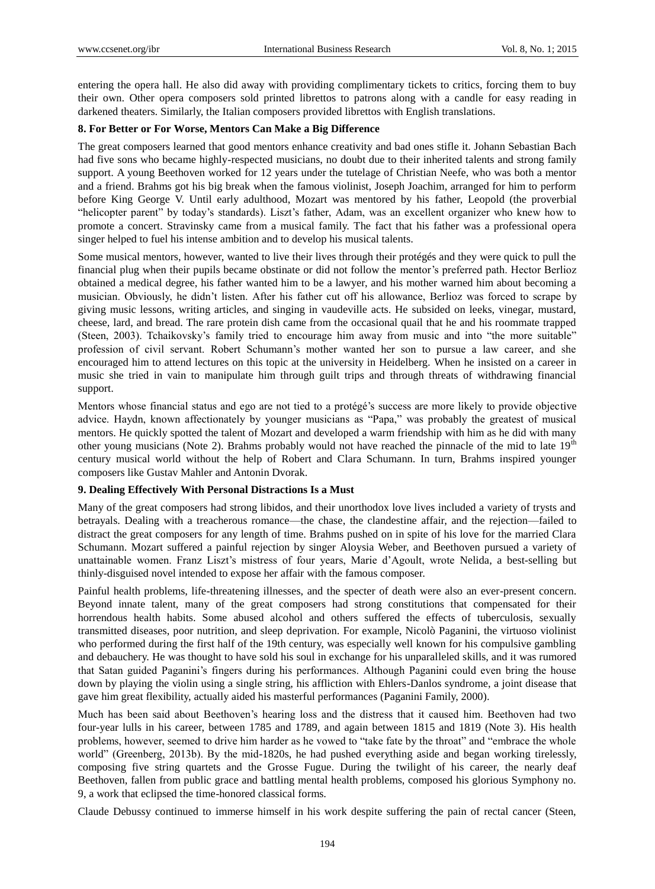entering the opera hall. He also did away with providing complimentary tickets to critics, forcing them to buy their own. Other opera composers sold printed librettos to patrons along with a candle for easy reading in darkened theaters. Similarly, the Italian composers provided librettos with English translations.

### 8. For Better or For Worse, Mentors Can Make a Big Difference

The great composers learned that good mentors enhance creativity and bad ones stifle it. Johann Sebastian Bach had five sons who became highly-respected musicians, no doubt due to their inherited talents and strong family support. A young Beethoven worked for 12 years under the tutelage of Christian Neefe, who was both a mentor and a friend. Brahms got his big break when the famous violinist, Joseph Joachim, arranged for him to perform before King George V. Until early adulthood, Mozart was mentored by his father, Leopold (the proverbial "helicopter parent" by today's standards). Liszt's father, Adam, was an excellent organizer who knew how to promote a concert. Stravinsky came from a musical family. The fact that his father was a professional opera singer helped to fuel his intense ambition and to develop his musical talents.

Some musical mentors, however, wanted to live their lives through their protégés and they were quick to pull the financial plug when their pupils became obstinate or did not follow the mentor's preferred path. Hector Berlioz obtained a medical degree, his father wanted him to be a lawyer, and his mother warned him about becoming a musician. Obviously, he didn't listen. After his father cut off his allowance, Berlioz was forced to scrape by giving music lessons, writing articles, and singing in vaudeville acts. He subsided on leeks, vinegar, mustard, cheese, lard, and bread. The rare protein dish came from the occasional quail that he and his roommate trapped (Steen, 2003). Tchaikovsky's family tried to encourage him away from music and into "the more suitable" profession of civil servant. Robert Schumann's mother wanted her son to pursue a law career, and she encouraged him to attend lectures on this topic at the university in Heidelberg. When he insisted on a career in music she tried in vain to manipulate him through guilt trips and through threats of withdrawing financial support.

Mentors whose financial status and ego are not tied to a protégé's success are more likely to provide objective advice. Haydn, known affectionately by younger musicians as "Papa," was probably the greatest of musical mentors. He quickly spotted the talent of Mozart and developed a warm friendship with him as he did with many other young musicians (Note 2). Brahms probably would not have reached the pinnacle of the mid to late 19th century musical world without the help of Robert and Clara Schumann. In turn, Brahms inspired younger composers like Gustav Mahler and Antonin Dvorak.

### 9. Dealing Effectively With Personal Distractions Is a Must

Many of the great composers had strong libidos, and their unorthodox love lives included a variety of trysts and betrayals. Dealing with a treacherous romance—the chase, the clandestine affair, and the rejection—failed to distract the great composers for any length of time. Brahms pushed on in spite of his love for the married Clara Schumann. Mozart suffered a painful rejection by singer Aloysia Weber, and Beethoven pursued a variety of unattainable women. Franz Liszt's mistress of four years, Marie d'Agoult, wrote Nelida, a best-selling but thinly-disguised novel intended to expose her affair with the famous composer.

Painful health problems, life-threatening illnesses, and the specter of death were also an ever-present concern. Beyond innate talent, many of the great composers had strong constitutions that compensated for their horrendous health habits. Some abused alcohol and others suffered the effects of tuberculosis, sexually transmitted diseases, poor nutrition, and sleep deprivation. For example, Nicolò Paganini, the virtuoso violinist who performed during the first half of the 19th century, was especially well known for his compulsive gambling and debauchery. He was thought to have sold his soul in exchange for his unparalleled skills, and it was rumored that Satan guided Paganini's fingers during his performances. Although Paganini could even bring the house down by playing the violin using a single string, his affliction with Ehlers-Danlos syndrome, a joint disease that gave him great flexibility, actually aided his masterful performances (Paganini Family, 2000).

Much has been said about Beethoven's hearing loss and the distress that it caused him. Beethoven had two four-year lulls in his career, between 1785 and 1789, and again between 1815 and 1819 (Note 3). His health problems, however, seemed to drive him harder as he vowed to "take fate by the throat" and "embrace the whole world" (Greenberg, 2013b). By the mid-1820s, he had pushed everything aside and began working tirelessly, composing five string quartets and the Grosse Fugue. During the twilight of his career, the nearly deaf Beethoven, fallen from public grace and battling mental health problems, composed his glorious Symphony no. 9, a work that eclipsed the time-honored classical forms.

Claude Debussy continued to immerse himself in his work despite suffering the pain of rectal cancer (Steen,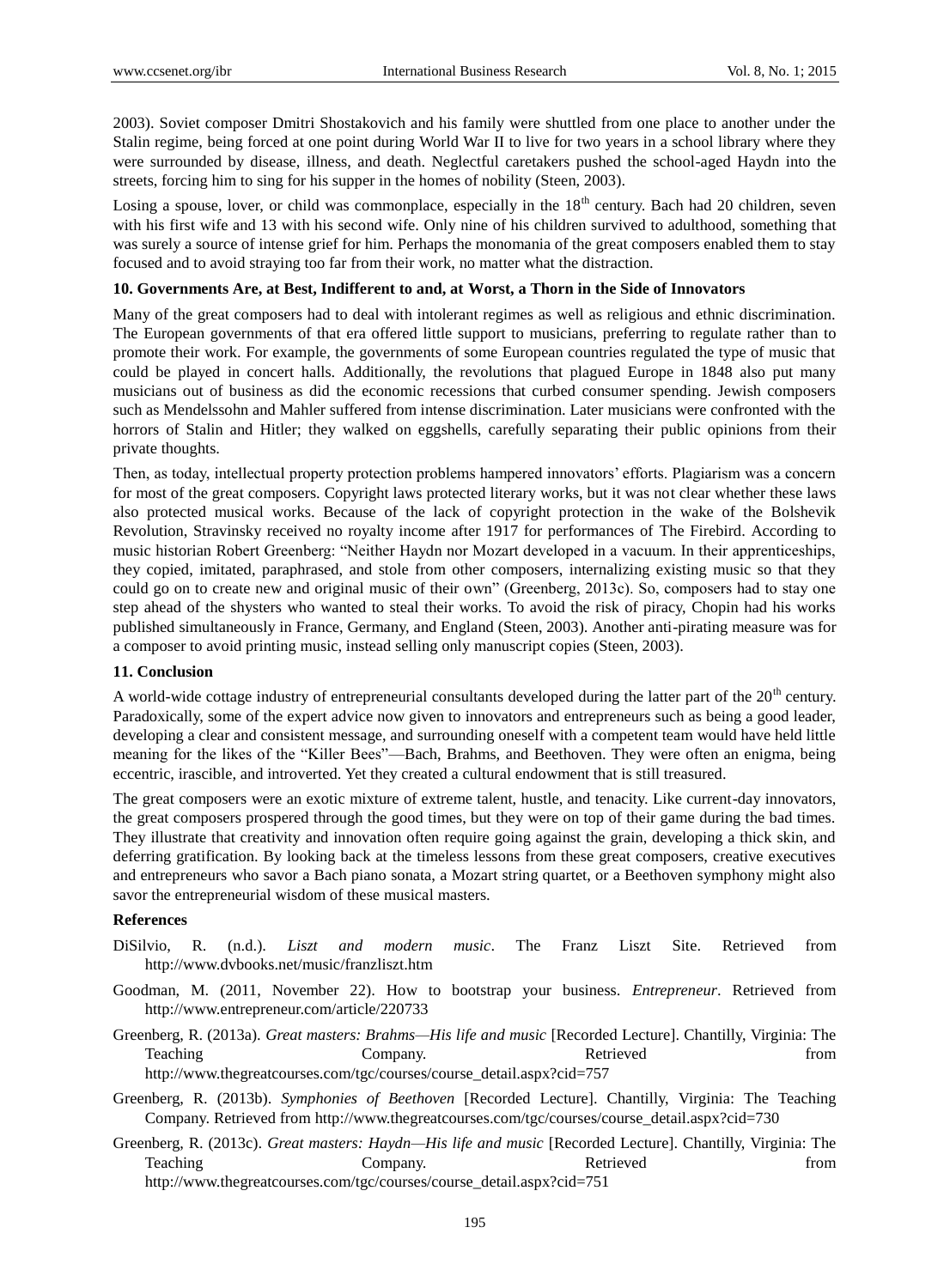2003). Soviet composer Dmitri Shostakovich and his family were shuttled from one place to another under the Stalin regime, being forced at one point during World War II to live for two years in a school library where they were surrounded by disease, illness, and death. Neglectful caretakers pushed the school-aged Haydn into the streets, forcing him to sing for his supper in the homes of nobility (Steen, 2003).

Losing a spouse, lover, or child was commonplace, especially in the 18th century. Bach had 20 children, seven with his first wife and 13 with his second wife. Only nine of his children survived to adulthood, something that was surely a source of intense grief for him. Perhaps the monomania of the great composers enabled them to stay focused and to avoid straying too far from their work, no matter what the distraction.

### 10. Governments Are, at Best, Indifferent to and, at Worst, a Thorn in the Side of Innovators

Many of the great composers had to deal with intolerant regimes as well as religious and ethnic discrimination. The European governments of that era offered little support to musicians, preferring to regulate rather than to promote their work. For example, the governments of some European countries regulated the type of music that could be played in concert halls. Additionally, the revolutions that plagued Europe in 1848 also put many musicians out of business as did the economic recessions that curbed consumer spending. Jewish composers such as Mendelssohn and Mahler suffered from intense discrimination. Later musicians were confronted with the horrors of Stalin and Hitler; they walked on eggshells, carefully separating their public opinions from their private thoughts.

Then, as today, intellectual property protection problems hampered innovators' efforts. Plagiarism was a concern for most of the great composers. Copyright laws protected literary works, but it was not clear whether these laws also protected musical works. Because of the lack of copyright protection in the wake of the Bolshevik Revolution, Stravinsky received no royalty income after 1917 for performances of The Firebird. According to music historian Robert Greenberg: "Neither Haydn nor Mozart developed in a vacuum. In their apprenticeships, they copied, imitated, paraphrased, and stole from other composers, internalizing existing music so that they could go on to create new and original music of their own" (Greenberg, 2013c). So, composers had to stay one step ahead of the shysters who wanted to steal their works. To avoid the risk of piracy, Chopin had his works published simultaneously in France, Germany, and England (Steen, 2003). Another anti-pirating measure was for a composer to avoid printing music, instead selling only manuscript copies (Steen, 2003).

### 11. Conclusion

A world-wide cottage industry of entrepreneurial consultants developed during the latter part of the 20th century. Paradoxically, some of the expert advice now given to innovators and entrepreneurs such as being a good leader, developing a clear and consistent message, and surrounding oneself with a competent team would have held little meaning for the likes of the "Killer Bees"—Bach, Brahms, and Beethoven. They were often an enigma, being eccentric, irascible, and introverted. Yet they created a cultural endowment that is still treasured.

The great composers were an exotic mixture of extreme talent, hustle, and tenacity. Like current-day innovators, the great composers prospered through the good times, but they were on top of their game during the bad times. They illustrate that creativity and innovation often require going against the grain, developing a thick skin, and deferring gratification. By looking back at the timeless lessons from these great composers, creative executives and entrepreneurs who savor a Bach piano sonata, a Mozart string quartet, or a Beethoven symphony might also savor the entrepreneurial wisdom of these musical masters.

### References

DiSilvio, R. (n.d.). *Liszt and modern music*. The Franz Liszt Site. Retrieved from http://www.dvbooks.net/music/franzliszt.htm

Goodman, M. (2011, November 22). How to bootstrap your business. *Entrepreneur*. Retrieved from http://www.entrepreneur.com/article/220733

Greenberg, R. (2013a). *Great masters: Brahms—His life and music* [Recorded Lecture]. Chantilly, Virginia: The Teaching Company. Retrieved from http://www.thegreatcourses.com/tgc/courses/course_detail.aspx?cid=757

Greenberg, R. (2013b). *Symphonies of Beethoven* [Recorded Lecture]. Chantilly, Virginia: The Teaching Company. Retrieved from http://www.thegreatcourses.com/tgc/courses/course_detail.aspx?cid=730

Greenberg, R. (2013c). *Great masters: Haydn—His life and music* [Recorded Lecture]. Chantilly, Virginia: The Teaching Company. Retrieved from http://www.thegreatcourses.com/tgc/courses/course_detail.aspx?cid=751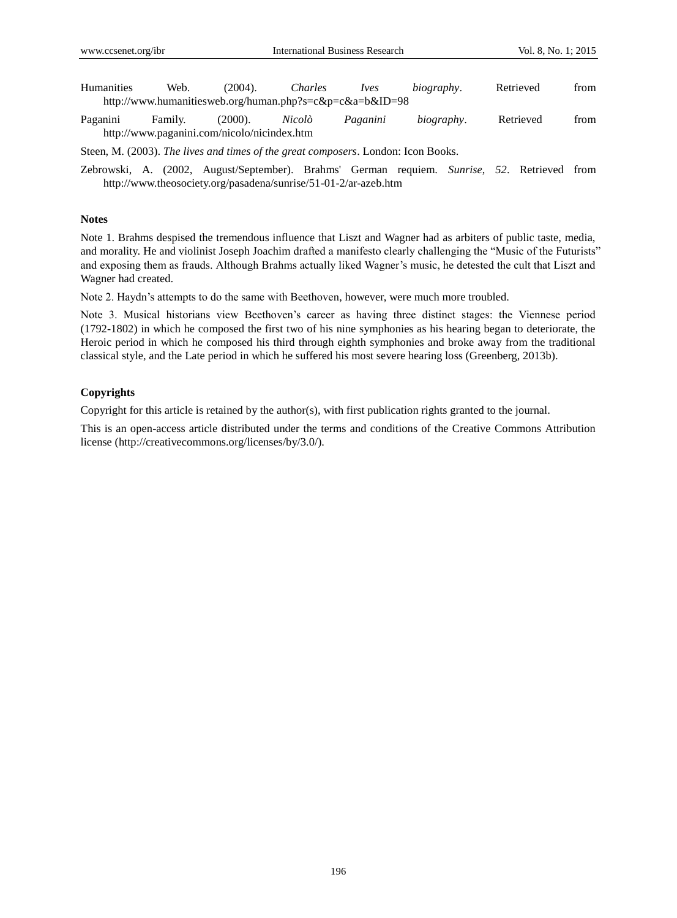Humanities Web. (2004). *Charles Ives biography*. Retrieved from http://www.humanitiesweb.org/human.php?s=c&p=c&a=b&ID=98

Paganini Family. (2000). *Nicolò Paganini biography*. Retrieved from http://www.paganini.com/nicolo/nicindex.htm

Steen, M. (2003). *The lives and times of the great composers*. London: Icon Books.

Zebrowski, A. (2002, August/September). Brahms' German requiem. *Sunrise*, *52*. Retrieved from http://www.theosociety.org/pasadena/sunrise/51-01-2/ar-azeb.htm

## Notes

Note 1. Brahms despised the tremendous influence that Liszt and Wagner had as arbiters of public taste, media, and morality. He and violinist Joseph Joachim drafted a manifesto clearly challenging the "Music of the Futurists" and exposing them as frauds. Although Brahms actually liked Wagner's music, he detested the cult that Liszt and Wagner had created.

Note 2. Haydn's attempts to do the same with Beethoven, however, were much more troubled.

Note 3. Musical historians view Beethoven's career as having three distinct stages: the Viennese period (1792-1802) in which he composed the first two of his nine symphonies as his hearing began to deteriorate, the Heroic period in which he composed his third through eighth symphonies and broke away from the traditional classical style, and the Late period in which he suffered his most severe hearing loss (Greenberg, 2013b).

## Copyrights

Copyright for this article is retained by the author(s), with first publication rights granted to the journal.

This is an open-access article distributed under the terms and conditions of the Creative Commons Attribution license (http://creativecommons.org/licenses/by/3.0/).